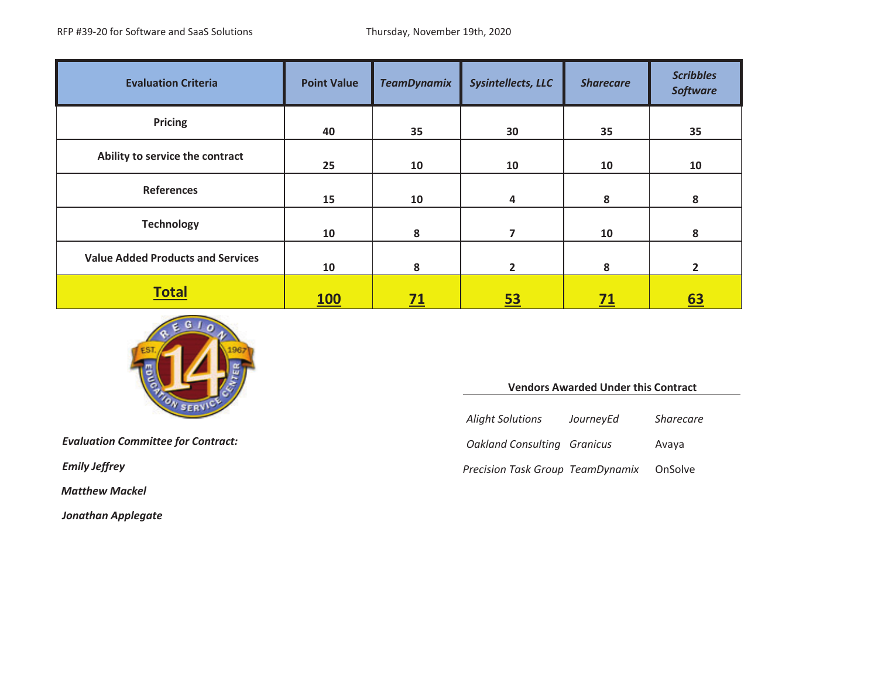RFP #39-20 for Software and SaaS Solutions

Thursday, November 19th, 2020

| Evaluation Criteria | Point Value | *TeamDynamix* | *Sysintellects, LLC* | *Sharecare* | *Scribbles Software* |
|---|---|---|---|---|---|
| **Pricing** | **40** | **35** | **30** | **35** | **35** |
| **Ability to service the contract** | **25** | **10** | **10** | **10** | **10** |
| **References** | **15** | **10** | **4** | **8** | **8** |
| **Technology** | **10** | **8** | **7** | **10** | **8** |
| **Value Added Products and Services** | **10** | **8** | **2** | **8** | **2** |
| **Total** | **100** | **71** | **53** | **71** | **63** |

***Evaluation Committee for Contract:***

***Emily Jeffrey***

***Matthew Mackel***

***Jonathan Applegate***

**Vendors Awarded Under this Contract**

| | | |
|---|---|---|
| *Alight Solutions* | *JourneyEd* | *Sharecare* |
| *Oakland Consulting* | *Granicus* | Avaya |
| *Precision Task Group* | *TeamDynamix* | OnSolve |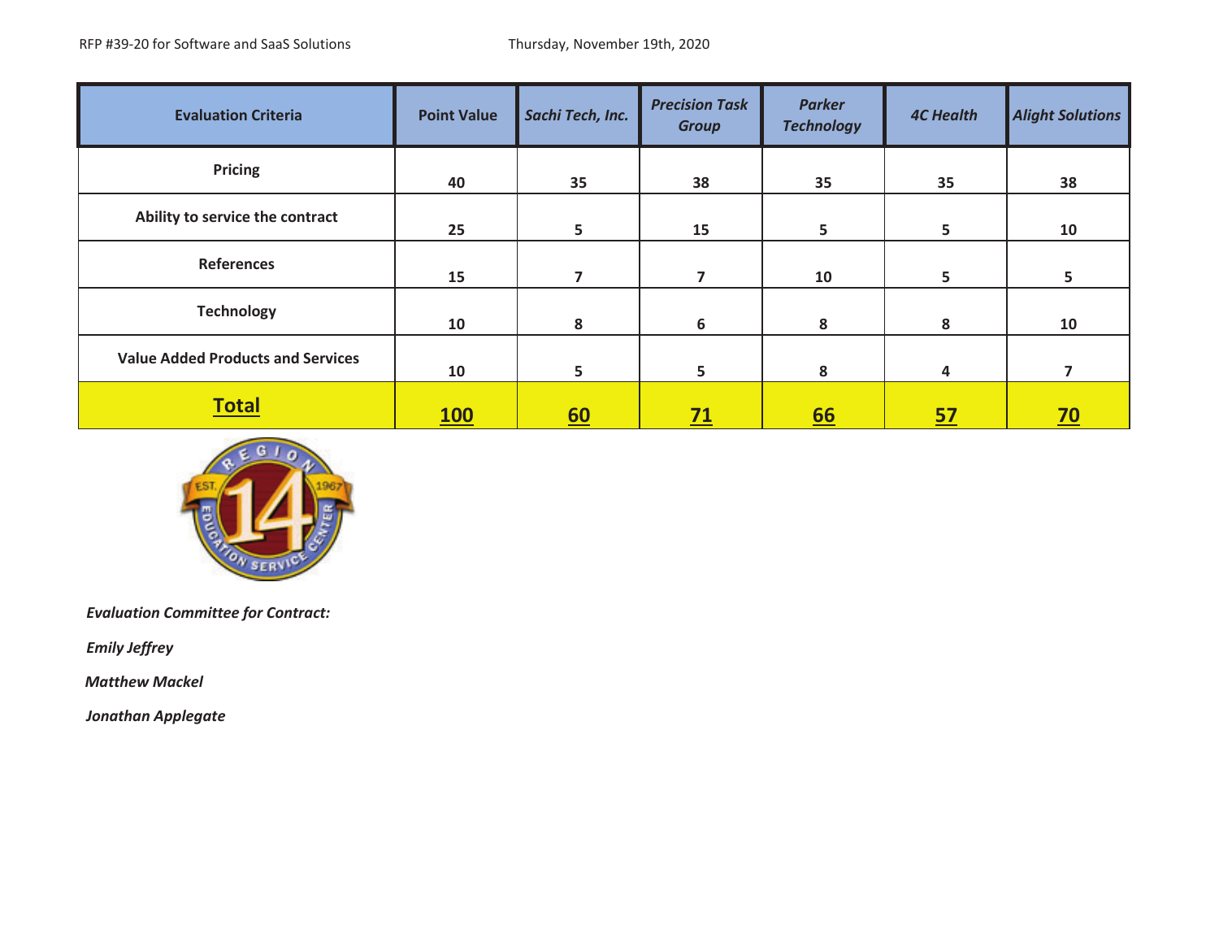RFP #39-20 for Software and SaaS Solutions

Thursday, November 19th, 2020

| Evaluation Criteria | Point Value | *Sachi Tech, Inc.* | *Precision Task Group* | *Parker Technology* | *4C Health* | *Alight Solutions* |
|---|---|---|---|---|---|---|
| **Pricing** | **40** | **35** | **38** | **35** | **35** | **38** |
| **Ability to service the contract** | **25** | **5** | **15** | **5** | **5** | **10** |
| **References** | **15** | **7** | **7** | **10** | **5** | **5** |
| **Technology** | **10** | **8** | **6** | **8** | **8** | **10** |
| **Value Added Products and Services** | **10** | **5** | **5** | **8** | **4** | **7** |
| **Total** | **100** | **60** | **71** | **66** | **57** | **70** |

***Evaluation Committee for Contract:***

***Emily Jeffrey***

***Matthew Mackel***

***Jonathan Applegate***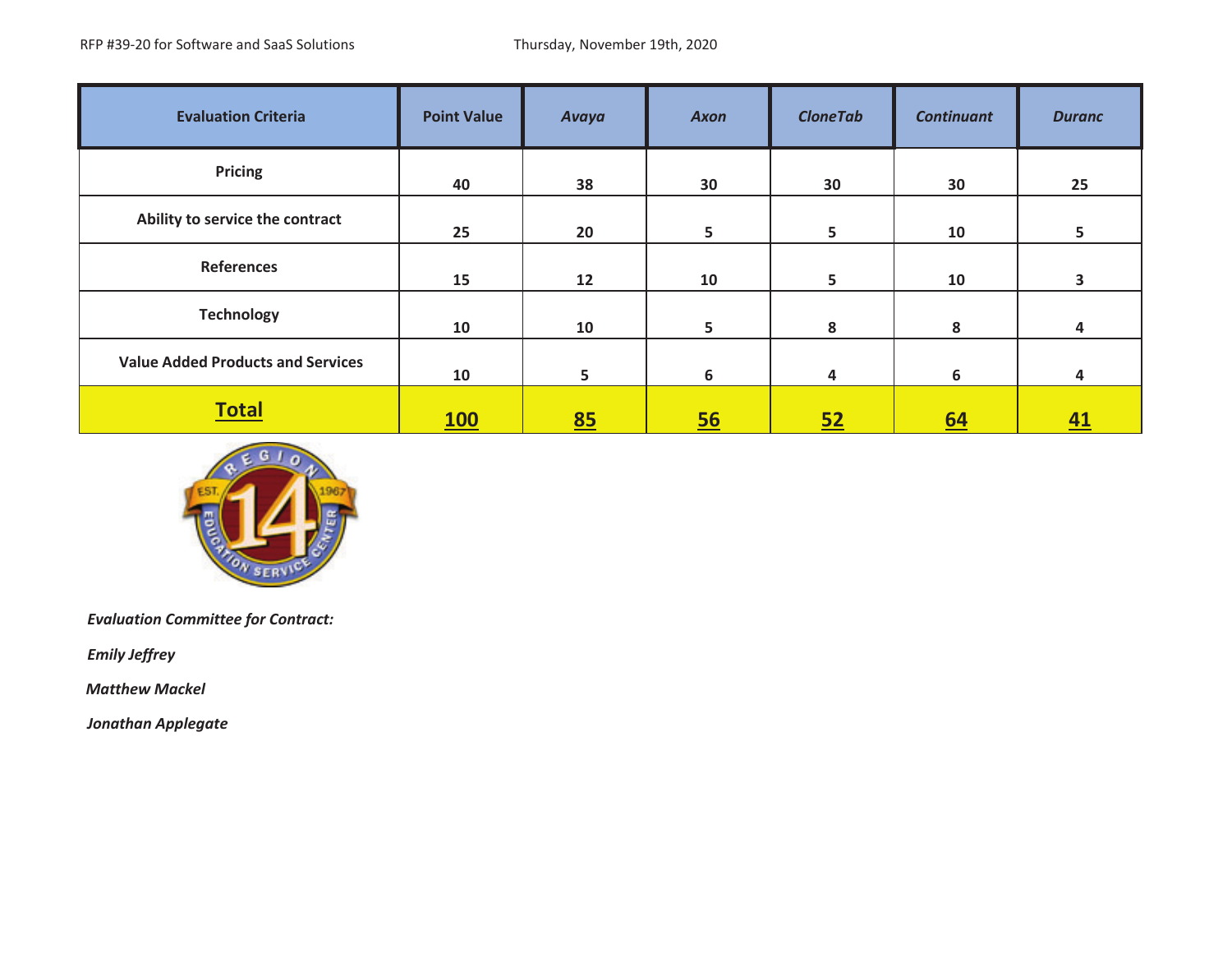RFP #39-20 for Software and SaaS Solutions

Thursday, November 19th, 2020

| Evaluation Criteria | Point Value | *Avaya* | *Axon* | *CloneTab* | *Continuant* | *Duranc* |
|---|---|---|---|---|---|---|
| Pricing | 40 | 38 | 30 | 30 | 30 | 25 |
| Ability to service the contract | 25 | 20 | 5 | 5 | 10 | 5 |
| References | 15 | 12 | 10 | 5 | 10 | 3 |
| Technology | 10 | 10 | 5 | 8 | 8 | 4 |
| Value Added Products and Services | 10 | 5 | 6 | 4 | 6 | 4 |
| **Total** | **100** | **85** | **56** | **52** | **64** | **41** |

***Evaluation Committee for Contract:***

***Emily Jeffrey***

***Matthew Mackel***

***Jonathan Applegate***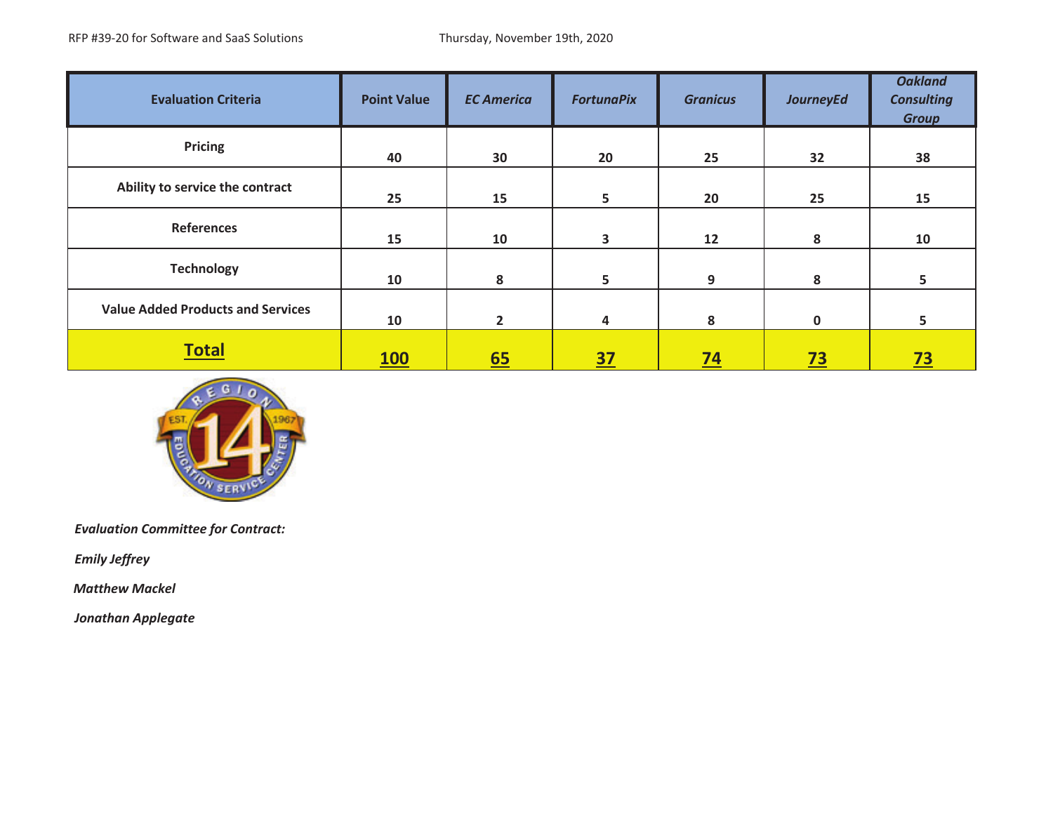RFP #39-20 for Software and SaaS Solutions Thursday, November 19th, 2020

| Evaluation Criteria | Point Value | *EC America* | *FortunaPix* | *Granicus* | *JourneyEd* | *Oakland Consulting Group* |
|---|---|---|---|---|---|---|
| **Pricing** | **40** | **30** | **20** | **25** | **32** | **38** |
| **Ability to service the contract** | **25** | **15** | **5** | **20** | **25** | **15** |
| **References** | **15** | **10** | **3** | **12** | **8** | **10** |
| **Technology** | **10** | **8** | **5** | **9** | **8** | **5** |
| **Value Added Products and Services** | **10** | **2** | **4** | **8** | **0** | **5** |
| **Total** | **100** | **65** | **37** | **74** | **73** | **73** |

***Evaluation Committee for Contract:***

***Emily Jeffrey***

***Matthew Mackel***

***Jonathan Applegate***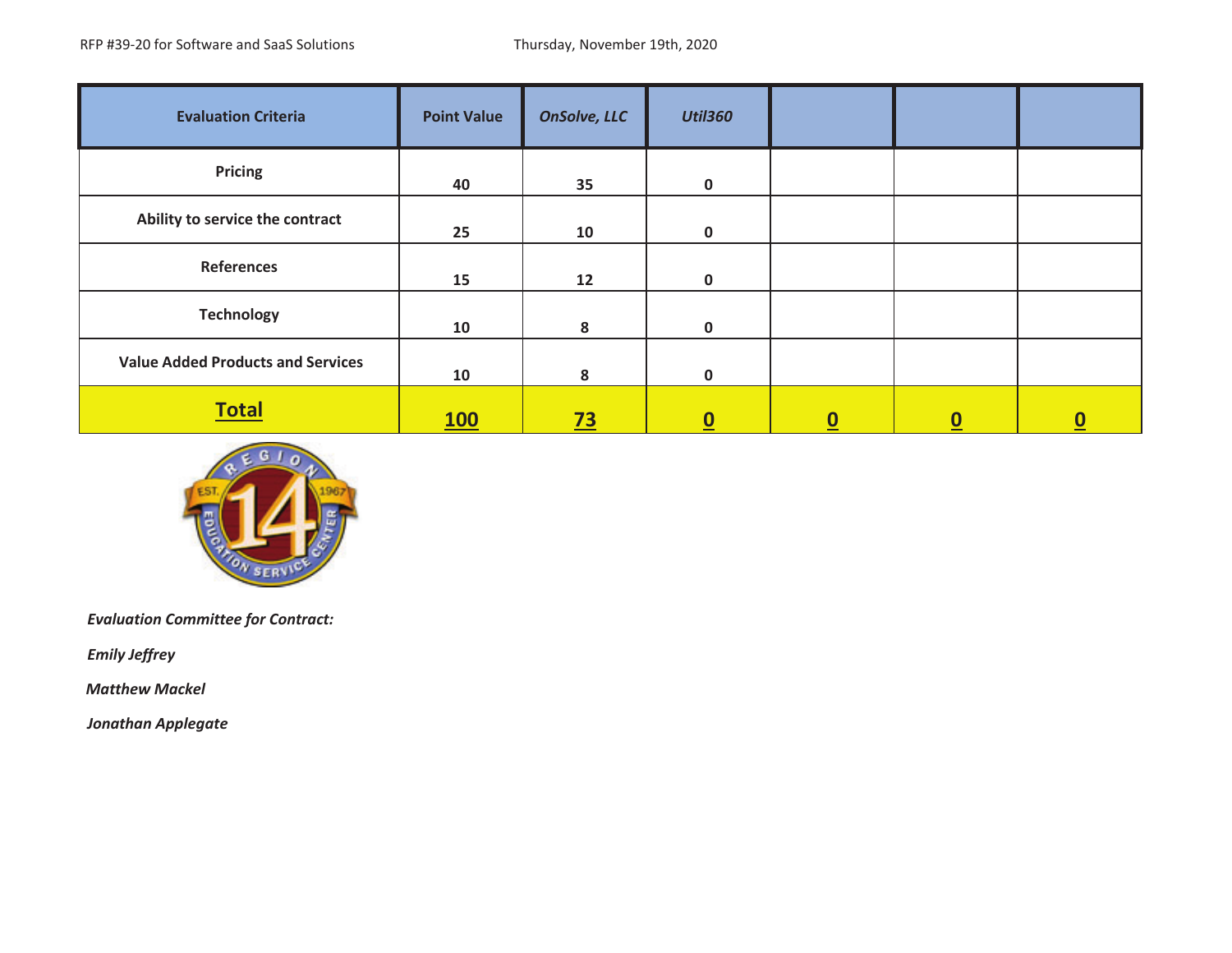RFP #39-20 for Software and SaaS Solutions

Thursday, November 19th, 2020

| Evaluation Criteria | Point Value | *OnSolve, LLC* | *Util360* | | | |
|---|---|---|---|---|---|---|
| Pricing | 40 | 35 | 0 | | | |
| Ability to service the contract | 25 | 10 | 0 | | | |
| References | 15 | 12 | 0 | | | |
| Technology | 10 | 8 | 0 | | | |
| Value Added Products and Services | 10 | 8 | 0 | | | |
| **Total** | **100** | **73** | **0** | **0** | **0** | **0** |

*Evaluation Committee for Contract:*

*Emily Jeffrey*

*Matthew Mackel*

*Jonathan Applegate*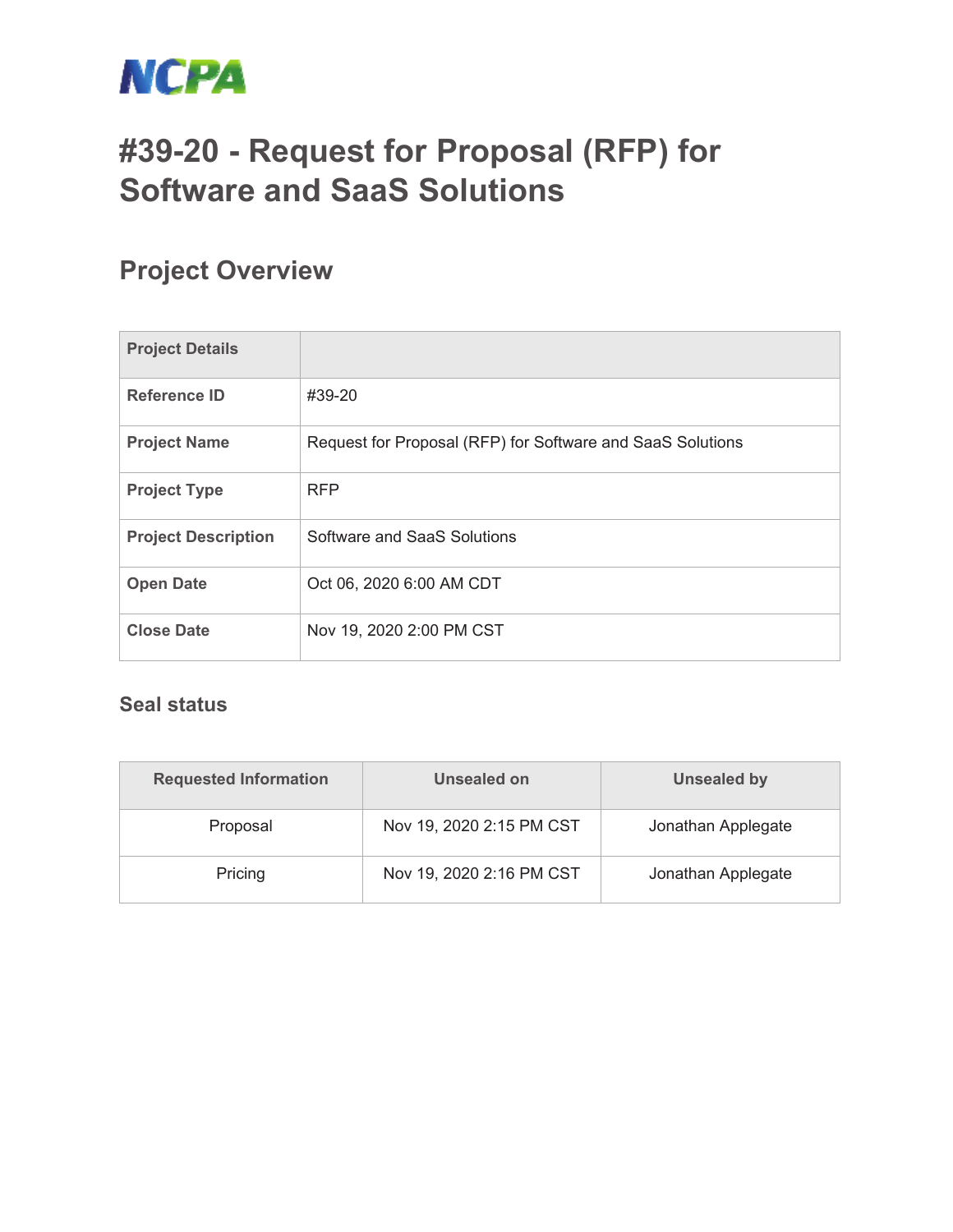NCPA

# #39-20 - Request for Proposal (RFP) for Software and SaaS Solutions

## Project Overview

| Project Details | |
|---|---|
| Reference ID | #39-20 |
| Project Name | Request for Proposal (RFP) for Software and SaaS Solutions |
| Project Type | RFP |
| Project Description | Software and SaaS Solutions |
| Open Date | Oct 06, 2020 6:00 AM CDT |
| Close Date | Nov 19, 2020 2:00 PM CST |

### Seal status

| Requested Information | Unsealed on | Unsealed by |
|---|---|---|
| Proposal | Nov 19, 2020 2:15 PM CST | Jonathan Applegate |
| Pricing | Nov 19, 2020 2:16 PM CST | Jonathan Applegate |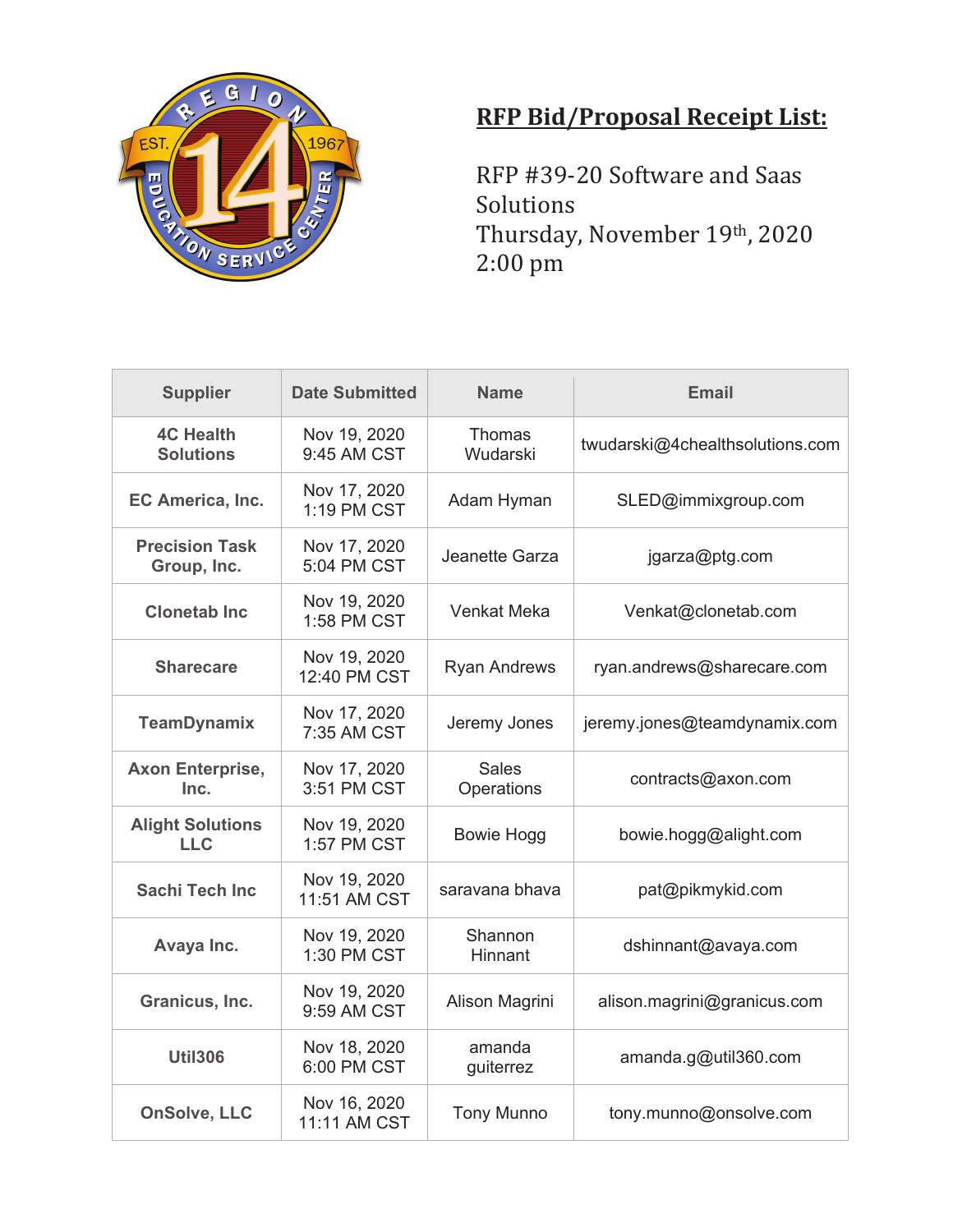## RFP Bid/Proposal Receipt List:

RFP #39-20 Software and Saas Solutions
Thursday, November 19th, 2020
2:00 pm

| Supplier | Date Submitted | Name | Email |
|---|---|---|---|
| 4C Health Solutions | Nov 19, 2020 9:45 AM CST | Thomas Wudarski | twudarski@4chealthsolutions.com |
| EC America, Inc. | Nov 17, 2020 1:19 PM CST | Adam Hyman | SLED@immixgroup.com |
| Precision Task Group, Inc. | Nov 17, 2020 5:04 PM CST | Jeanette Garza | jgarza@ptg.com |
| Clonetab Inc | Nov 19, 2020 1:58 PM CST | Venkat Meka | Venkat@clonetab.com |
| Sharecare | Nov 19, 2020 12:40 PM CST | Ryan Andrews | ryan.andrews@sharecare.com |
| TeamDynamix | Nov 17, 2020 7:35 AM CST | Jeremy Jones | jeremy.jones@teamdynamix.com |
| Axon Enterprise, Inc. | Nov 17, 2020 3:51 PM CST | Sales Operations | contracts@axon.com |
| Alight Solutions LLC | Nov 19, 2020 1:57 PM CST | Bowie Hogg | bowie.hogg@alight.com |
| Sachi Tech Inc | Nov 19, 2020 11:51 AM CST | saravana bhava | pat@pikmykid.com |
| Avaya Inc. | Nov 19, 2020 1:30 PM CST | Shannon Hinnant | dshinnant@avaya.com |
| Granicus, Inc. | Nov 19, 2020 9:59 AM CST | Alison Magrini | alison.magrini@granicus.com |
| Util306 | Nov 18, 2020 6:00 PM CST | amanda guiterrez | amanda.g@util360.com |
| OnSolve, LLC | Nov 16, 2020 11:11 AM CST | Tony Munno | tony.munno@onsolve.com |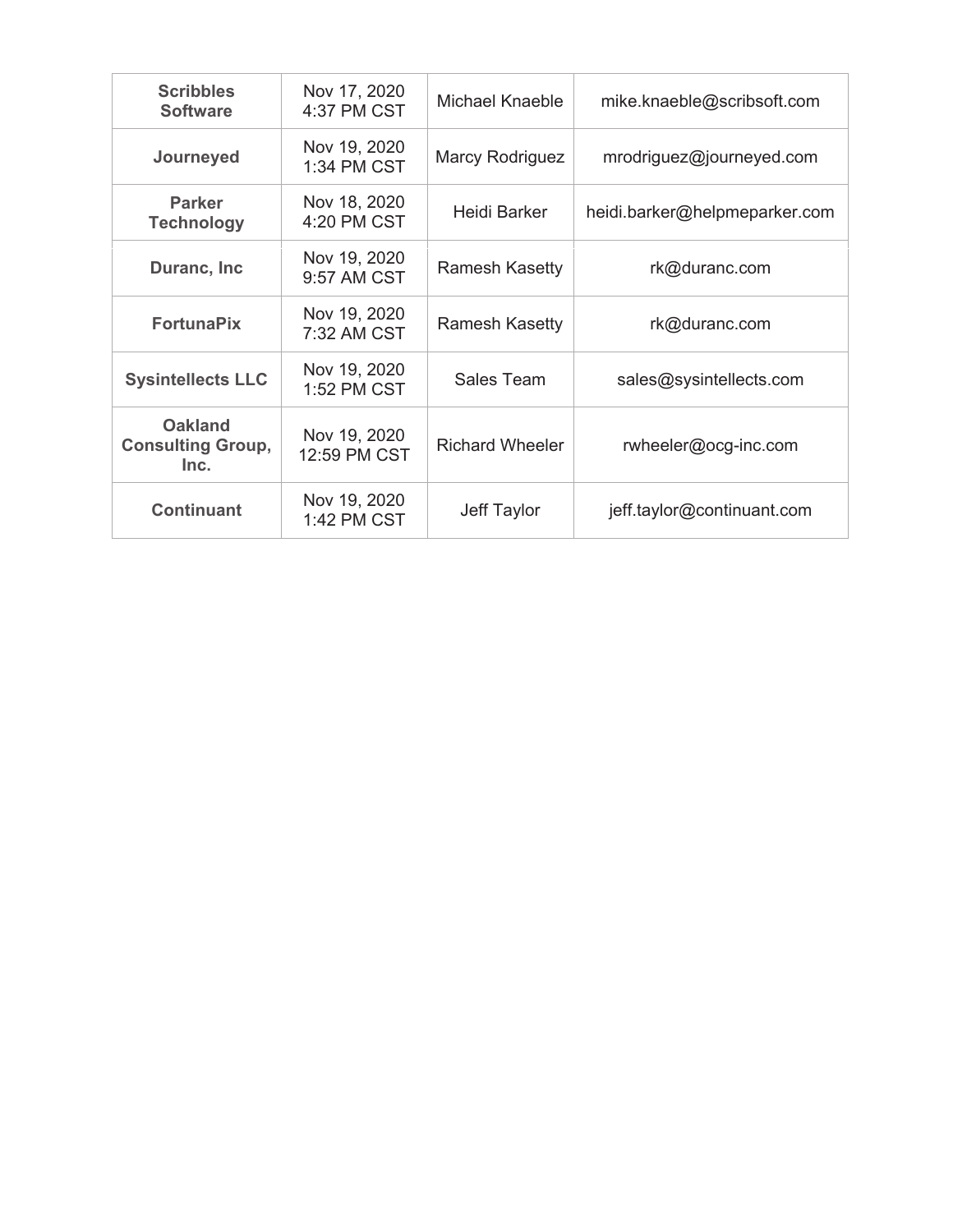| | | | |
|---|---|---|---|
| **Scribbles Software** | Nov 17, 2020 4:37 PM CST | Michael Knaeble | mike.knaeble@scribsoft.com |
| **Journeyed** | Nov 19, 2020 1:34 PM CST | Marcy Rodriguez | mrodriguez@journeyed.com |
| **Parker Technology** | Nov 18, 2020 4:20 PM CST | Heidi Barker | heidi.barker@helpmeparker.com |
| **Duranc, Inc** | Nov 19, 2020 9:57 AM CST | Ramesh Kasetty | rk@duranc.com |
| **FortunaPix** | Nov 19, 2020 7:32 AM CST | Ramesh Kasetty | rk@duranc.com |
| **Sysintellects LLC** | Nov 19, 2020 1:52 PM CST | Sales Team | sales@sysintellects.com |
| **Oakland Consulting Group, Inc.** | Nov 19, 2020 12:59 PM CST | Richard Wheeler | rwheeler@ocg-inc.com |
| **Continuant** | Nov 19, 2020 1:42 PM CST | Jeff Taylor | jeff.taylor@continuant.com |